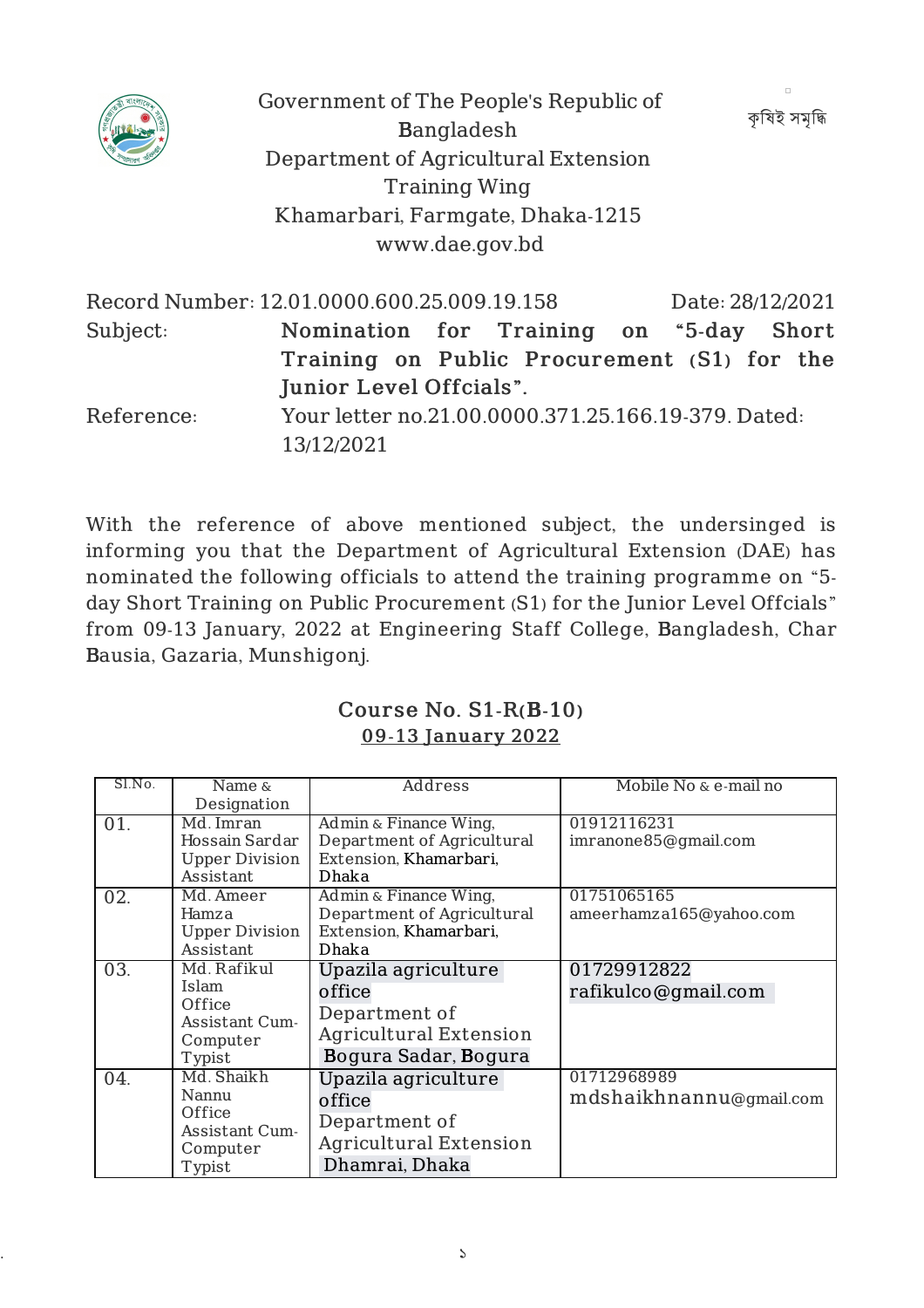Government of The People's Republic of Bangladesh
Department of Agricultural Extension
Training Wing
Khamarbari, Farmgate, Dhaka-1215
www.dae.gov.bd

কৃষিই সমৃদ্ধি

Record Number: 12.01.0000.600.25.009.19.158 Date: 28/12/2021

Subject: **Nomination for Training on "5-day Short Training on Public Procurement (S1) for the Junior Level Offcials".**

Reference: Your letter no.21.00.0000.371.25.166.19-379. Dated: 13/12/2021

With the reference of above mentioned subject, the undersinged is informing you that the Department of Agricultural Extension (DAE) has nominated the following officials to attend the training programme on "5-day Short Training on Public Procurement (S1) for the Junior Level Offcials" from 09-13 January, 2022 at Engineering Staff College, Bangladesh, Char Bausia, Gazaria, Munshigonj.

**Course No. S1-R(B-10)**

**09-13 January 2022**

| Sl.No. | Name & Designation | Address | Mobile No & e-mail no |
|---|---|---|---|
| 01. | Md. Imran Hossain Sardar Upper Division Assistant | Admin & Finance Wing, Department of Agricultural Extension, Khamarbari, Dhaka | 01912116231 imranone85@gmail.com |
| 02. | Md. Ameer Hamza Upper Division Assistant | Admin & Finance Wing, Department of Agricultural Extension, Khamarbari, Dhaka | 01751065165 ameerhamza165@yahoo.com |
| 03. | Md. Rafikul Islam Office Assistant Cum-Computer Typist | Upazila agriculture office Department of Agricultural Extension Bogura Sadar, Bogura | 01729912822 rafikulco@gmail.com |
| 04. | Md. Shaikh Nannu Office Assistant Cum-Computer Typist | Upazila agriculture office Department of Agricultural Extension Dhamrai, Dhaka | 01712968989 mdshaikhnannu@gmail.com |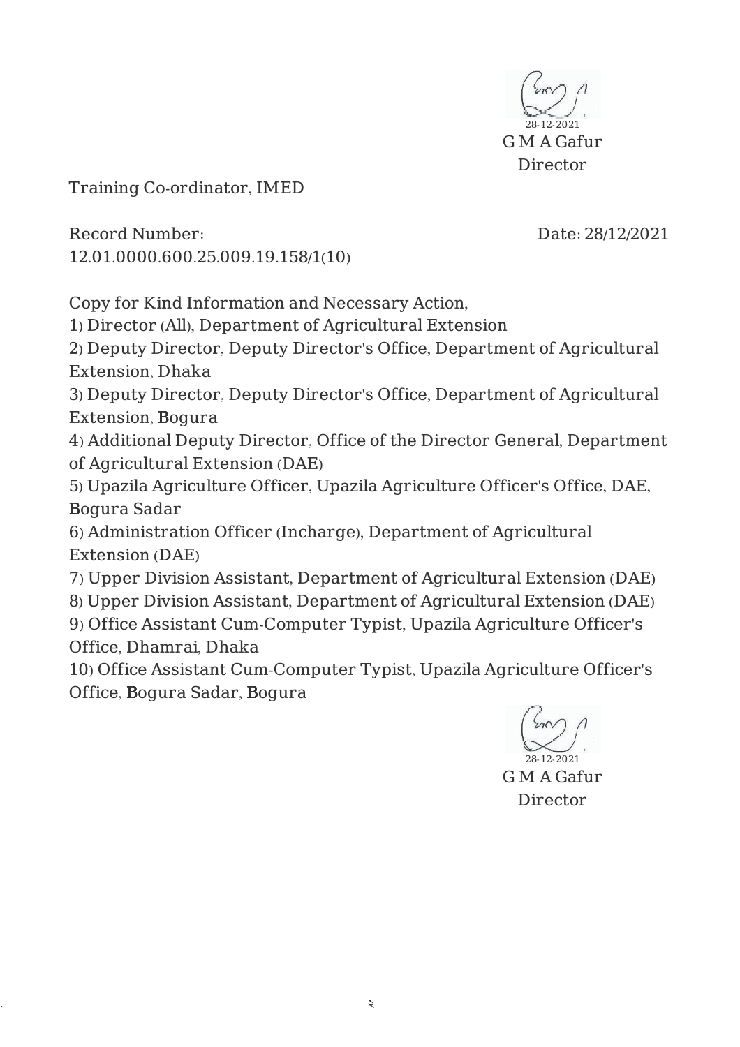28-12-2021
G M A Gafur
Director

Training Co-ordinator, IMED

Record Number: 12.01.0000.600.25.009.19.158/1(10)

Date: 28/12/2021

Copy for Kind Information and Necessary Action,

1) Director (All), Department of Agricultural Extension
2) Deputy Director, Deputy Director's Office, Department of Agricultural Extension, Dhaka
3) Deputy Director, Deputy Director's Office, Department of Agricultural Extension, Bogura
4) Additional Deputy Director, Office of the Director General, Department of Agricultural Extension (DAE)
5) Upazila Agriculture Officer, Upazila Agriculture Officer's Office, DAE, Bogura Sadar
6) Administration Officer (Incharge), Department of Agricultural Extension (DAE)
7) Upper Division Assistant, Department of Agricultural Extension (DAE)
8) Upper Division Assistant, Department of Agricultural Extension (DAE)
9) Office Assistant Cum-Computer Typist, Upazila Agriculture Officer's Office, Dhamrai, Dhaka
10) Office Assistant Cum-Computer Typist, Upazila Agriculture Officer's Office, Bogura Sadar, Bogura

28-12-2021
G M A Gafur
Director